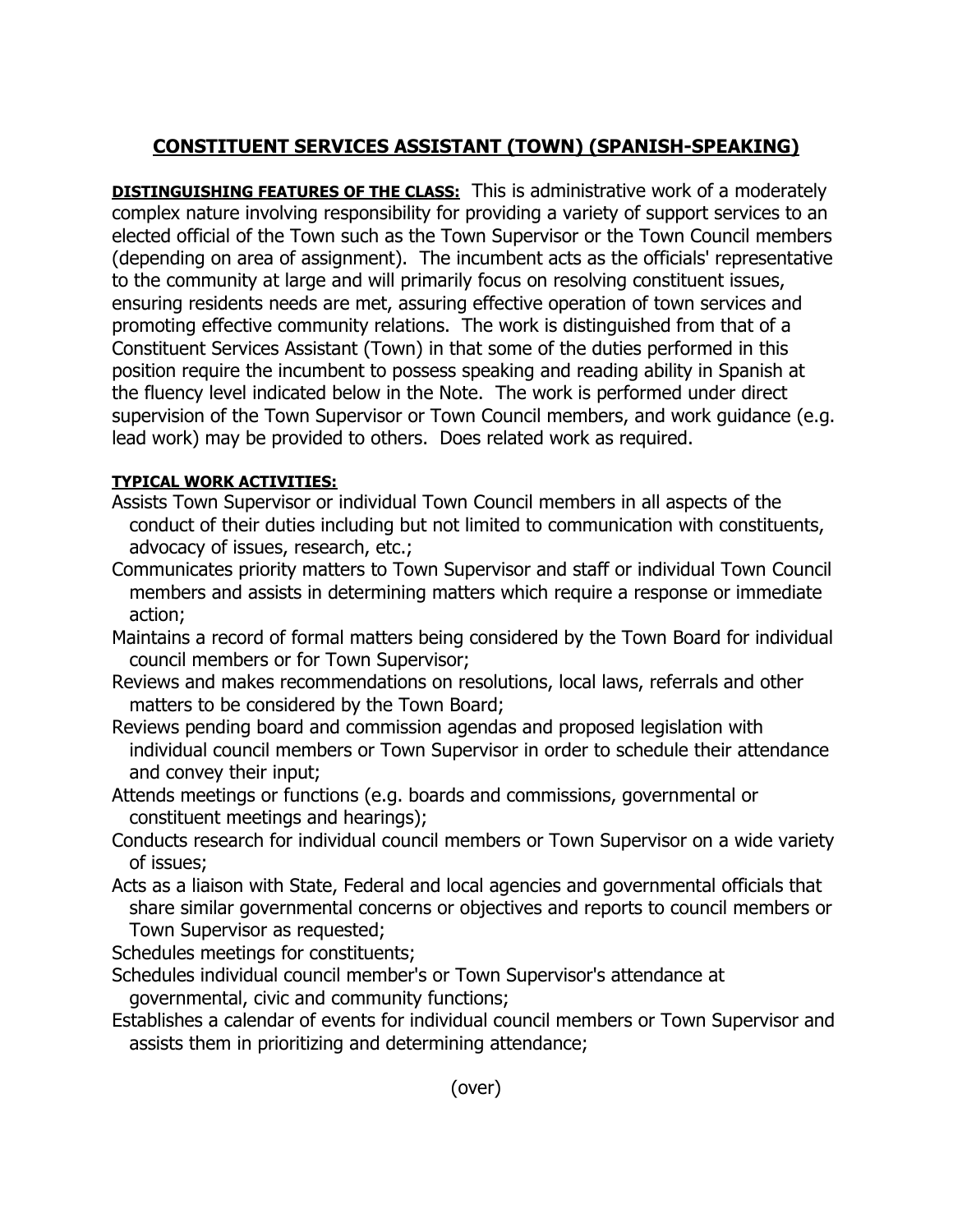# CONSTITUENT SERVICES ASSISTANT (TOWN) (SPANISH-SPEAKING)

**DISTINGUISHING FEATURES OF THE CLASS:** This is administrative work of a moderately complex nature involving responsibility for providing a variety of support services to an elected official of the Town such as the Town Supervisor or the Town Council members (depending on area of assignment). The incumbent acts as the officials' representative to the community at large and will primarily focus on resolving constituent issues, ensuring residents needs are met, assuring effective operation of town services and promoting effective community relations. The work is distinguished from that of a Constituent Services Assistant (Town) in that some of the duties performed in this position require the incumbent to possess speaking and reading ability in Spanish at the fluency level indicated below in the Note. The work is performed under direct supervision of the Town Supervisor or Town Council members, and work guidance (e.g. lead work) may be provided to others. Does related work as required.

**TYPICAL WORK ACTIVITIES:**

Assists Town Supervisor or individual Town Council members in all aspects of the conduct of their duties including but not limited to communication with constituents, advocacy of issues, research, etc.;

Communicates priority matters to Town Supervisor and staff or individual Town Council members and assists in determining matters which require a response or immediate action;

Maintains a record of formal matters being considered by the Town Board for individual council members or for Town Supervisor;

Reviews and makes recommendations on resolutions, local laws, referrals and other matters to be considered by the Town Board;

Reviews pending board and commission agendas and proposed legislation with individual council members or Town Supervisor in order to schedule their attendance and convey their input;

Attends meetings or functions (e.g. boards and commissions, governmental or constituent meetings and hearings);

Conducts research for individual council members or Town Supervisor on a wide variety of issues;

Acts as a liaison with State, Federal and local agencies and governmental officials that share similar governmental concerns or objectives and reports to council members or Town Supervisor as requested;

Schedules meetings for constituents;

Schedules individual council member's or Town Supervisor's attendance at governmental, civic and community functions;

Establishes a calendar of events for individual council members or Town Supervisor and assists them in prioritizing and determining attendance;

(over)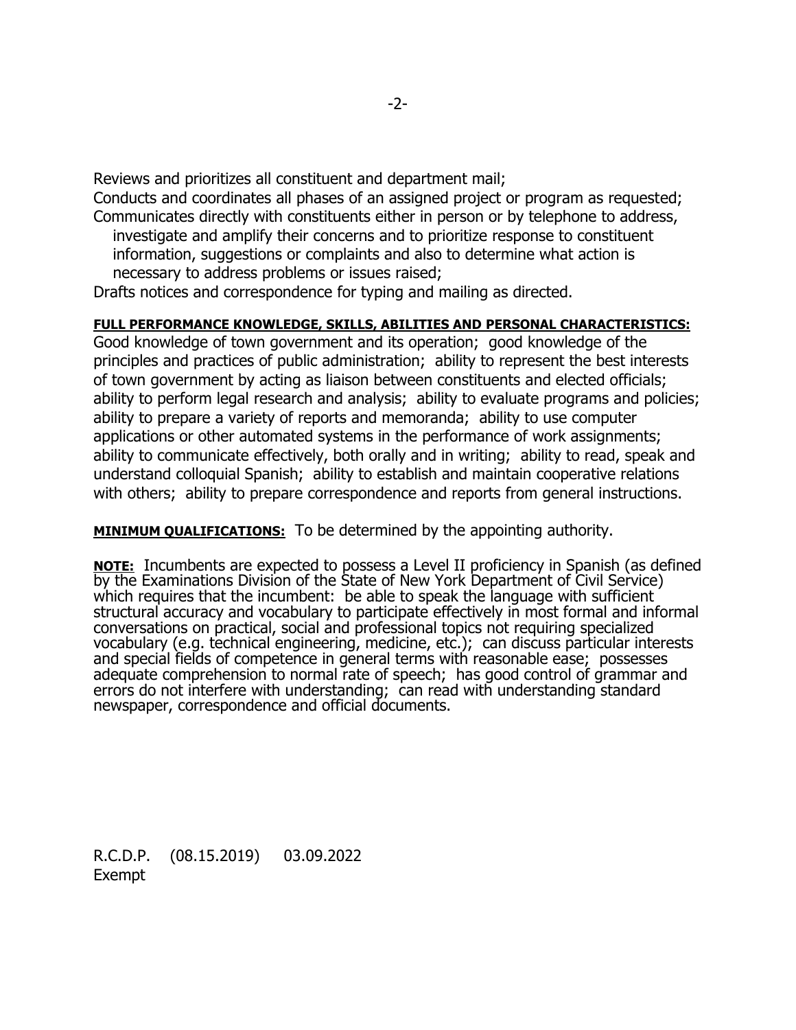Reviews and prioritizes all constituent and department mail;
Conducts and coordinates all phases of an assigned project or program as requested;
Communicates directly with constituents either in person or by telephone to address, investigate and amplify their concerns and to prioritize response to constituent information, suggestions or complaints and also to determine what action is necessary to address problems or issues raised;
Drafts notices and correspondence for typing and mailing as directed.

**FULL PERFORMANCE KNOWLEDGE, SKILLS, ABILITIES AND PERSONAL CHARACTERISTICS:**
Good knowledge of town government and its operation; good knowledge of the principles and practices of public administration; ability to represent the best interests of town government by acting as liaison between constituents and elected officials; ability to perform legal research and analysis; ability to evaluate programs and policies; ability to prepare a variety of reports and memoranda; ability to use computer applications or other automated systems in the performance of work assignments; ability to communicate effectively, both orally and in writing; ability to read, speak and understand colloquial Spanish; ability to establish and maintain cooperative relations with others; ability to prepare correspondence and reports from general instructions.

**MINIMUM QUALIFICATIONS:** To be determined by the appointing authority.

**NOTE:** Incumbents are expected to possess a Level II proficiency in Spanish (as defined by the Examinations Division of the State of New York Department of Civil Service) which requires that the incumbent: be able to speak the language with sufficient structural accuracy and vocabulary to participate effectively in most formal and informal conversations on practical, social and professional topics not requiring specialized vocabulary (e.g. technical engineering, medicine, etc.); can discuss particular interests and special fields of competence in general terms with reasonable ease; possesses adequate comprehension to normal rate of speech; has good control of grammar and errors do not interfere with understanding; can read with understanding standard newspaper, correspondence and official documents.

R.C.D.P. (08.15.2019) 03.09.2022
Exempt